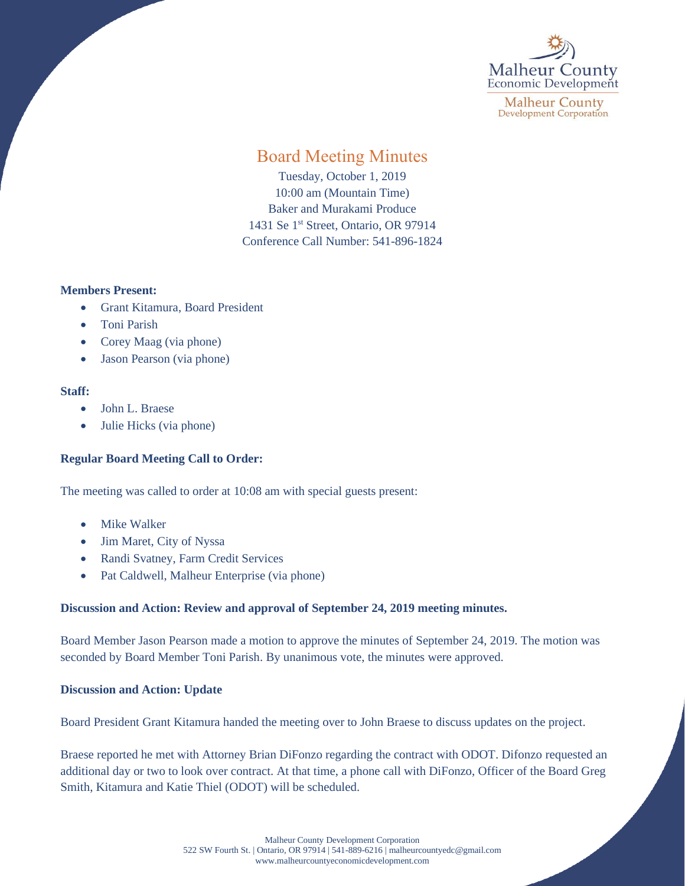Malheur County
Economic Development

Malheur County
Development Corporation

# Board Meeting Minutes

Tuesday, October 1, 2019
10:00 am (Mountain Time)
Baker and Murakami Produce
1431 Se 1st Street, Ontario, OR 97914
Conference Call Number: 541-896-1824

**Members Present:**

- Grant Kitamura, Board President
- Toni Parish
- Corey Maag (via phone)
- Jason Pearson (via phone)

**Staff:**

- John L. Braese
- Julie Hicks (via phone)

**Regular Board Meeting Call to Order:**

The meeting was called to order at 10:08 am with special guests present:

- Mike Walker
- Jim Maret, City of Nyssa
- Randi Svatney, Farm Credit Services
- Pat Caldwell, Malheur Enterprise (via phone)

**Discussion and Action: Review and approval of September 24, 2019 meeting minutes.**

Board Member Jason Pearson made a motion to approve the minutes of September 24, 2019. The motion was seconded by Board Member Toni Parish. By unanimous vote, the minutes were approved.

**Discussion and Action: Update**

Board President Grant Kitamura handed the meeting over to John Braese to discuss updates on the project.

Braese reported he met with Attorney Brian DiFonzo regarding the contract with ODOT. Difonzo requested an additional day or two to look over contract. At that time, a phone call with DiFonzo, Officer of the Board Greg Smith, Kitamura and Katie Thiel (ODOT) will be scheduled.

Malheur County Development Corporation
522 SW Fourth St. | Ontario, OR 97914 | 541-889-6216 | malheurcountyedc@gmail.com
www.malheurcountyeconomicdevelopment.com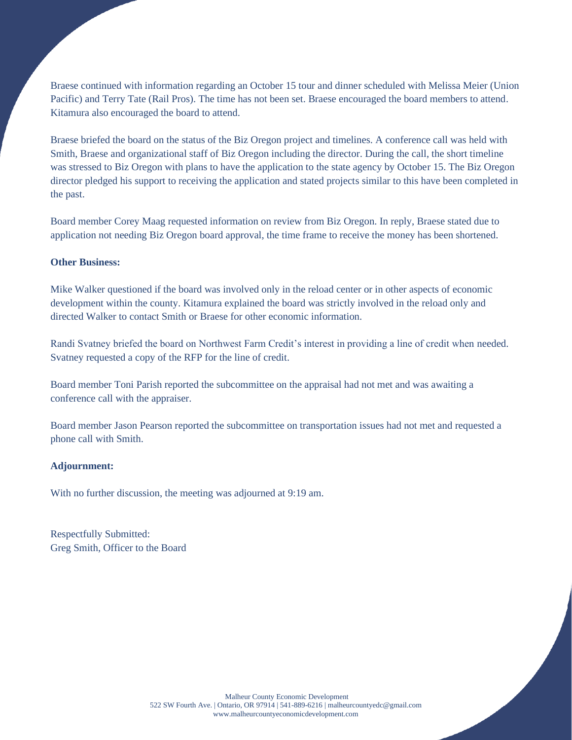Braese continued with information regarding an October 15 tour and dinner scheduled with Melissa Meier (Union Pacific) and Terry Tate (Rail Pros). The time has not been set. Braese encouraged the board members to attend. Kitamura also encouraged the board to attend.

Braese briefed the board on the status of the Biz Oregon project and timelines. A conference call was held with Smith, Braese and organizational staff of Biz Oregon including the director. During the call, the short timeline was stressed to Biz Oregon with plans to have the application to the state agency by October 15. The Biz Oregon director pledged his support to receiving the application and stated projects similar to this have been completed in the past.

Board member Corey Maag requested information on review from Biz Oregon. In reply, Braese stated due to application not needing Biz Oregon board approval, the time frame to receive the money has been shortened.

**Other Business:**

Mike Walker questioned if the board was involved only in the reload center or in other aspects of economic development within the county. Kitamura explained the board was strictly involved in the reload only and directed Walker to contact Smith or Braese for other economic information.

Randi Svatney briefed the board on Northwest Farm Credit's interest in providing a line of credit when needed. Svatney requested a copy of the RFP for the line of credit.

Board member Toni Parish reported the subcommittee on the appraisal had not met and was awaiting a conference call with the appraiser.

Board member Jason Pearson reported the subcommittee on transportation issues had not met and requested a phone call with Smith.

**Adjournment:**

With no further discussion, the meeting was adjourned at 9:19 am.

Respectfully Submitted:
Greg Smith, Officer to the Board